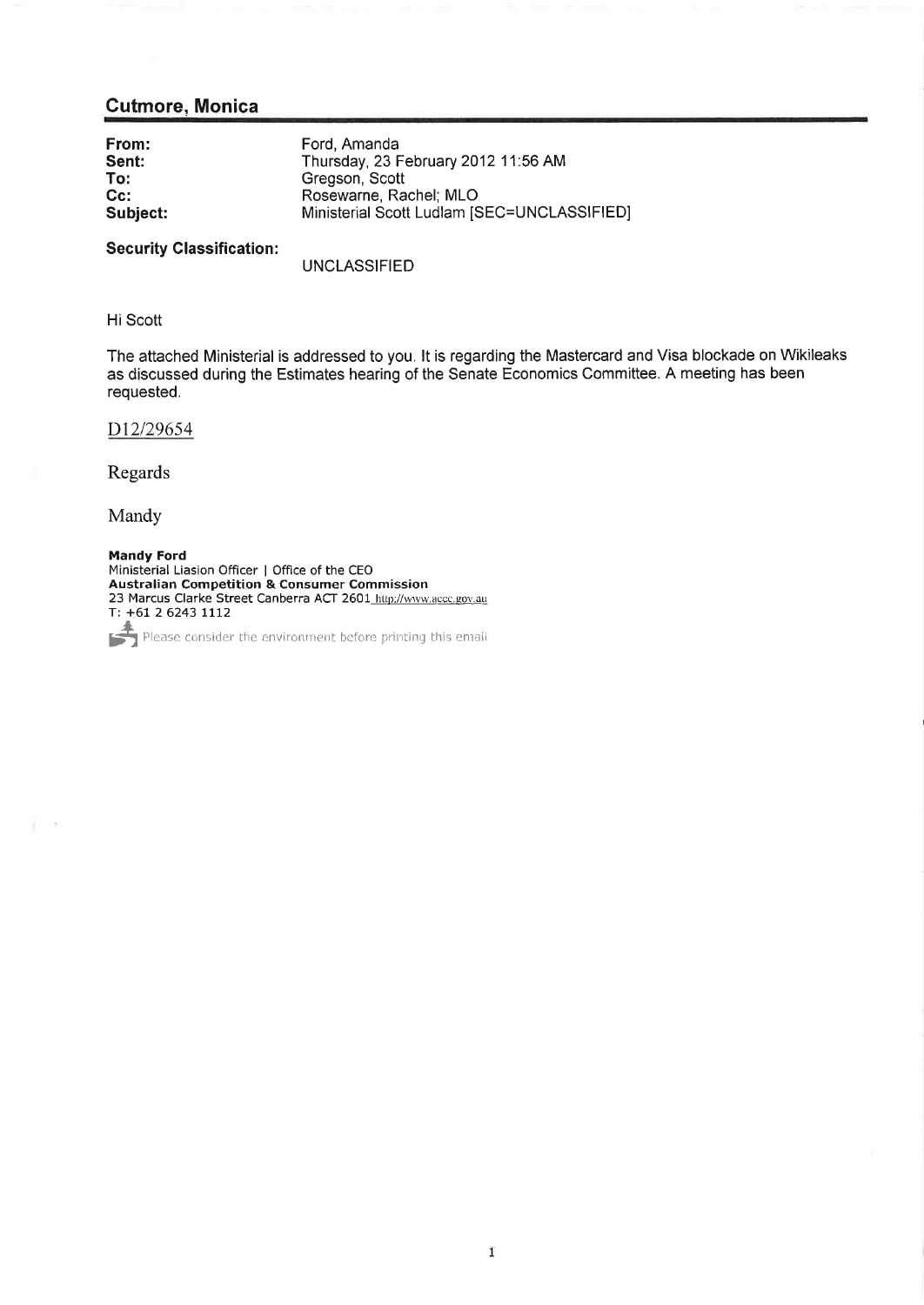## Cutmore, Monica

| | |
|---|---|
| **From:** | Ford, Amanda |
| **Sent:** | Thursday, 23 February 2012 11:56 AM |
| **To:** | Gregson, Scott |
| **Cc:** | Rosewarne, Rachel; MLO |
| **Subject:** | Ministerial Scott Ludlam [SEC=UNCLASSIFIED] |

**Security Classification:**

UNCLASSIFIED

Hi Scott

The attached Ministerial is addressed to you. It is regarding the Mastercard and Visa blockade on Wikileaks as discussed during the Estimates hearing of the Senate Economics Committee. A meeting has been requested.

D12/29654

Regards

Mandy

**Mandy Ford**
Ministerial Liasion Officer | Office of the CEO
**Australian Competition & Consumer Commission**
23 Marcus Clarke Street Canberra ACT 2601 http://www.accc.gov.au
T: +61 2 6243 1112

Please consider the environment before printing this email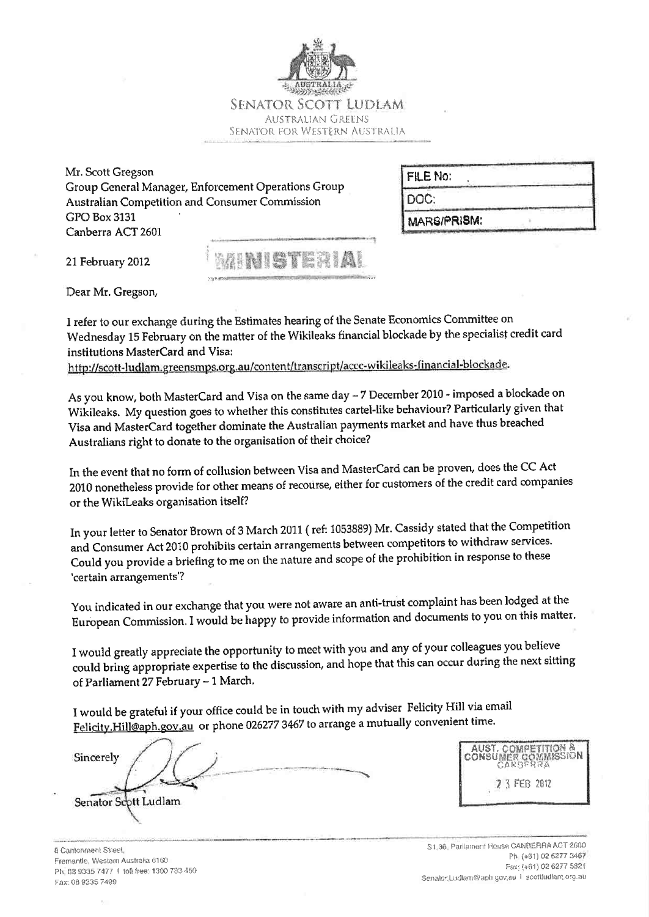SENATOR SCOTT LUDLAM
AUSTRALIAN GREENS
SENATOR FOR WESTERN AUSTRALIA

Mr. Scott Gregson
Group General Manager, Enforcement Operations Group
Australian Competition and Consumer Commission
GPO Box 3131
Canberra ACT 2601

| | |
|---|---|
| FILE No: | |
| DOC: | |
| MARS/PRISM: | |

21 February 2012

MINISTERIAL

Dear Mr. Gregson,

I refer to our exchange during the Estimates hearing of the Senate Economics Committee on Wednesday 15 February on the matter of the Wikileaks financial blockade by the specialist credit card institutions MasterCard and Visa: http://scott-ludlam.greensmps.org.au/content/transcript/accc-wikileaks-financial-blockade.

As you know, both MasterCard and Visa on the same day – 7 December 2010 - imposed a blockade on Wikileaks. My question goes to whether this constitutes cartel-like behaviour? Particularly given that Visa and MasterCard together dominate the Australian payments market and have thus breached Australians right to donate to the organisation of their choice?

In the event that no form of collusion between Visa and MasterCard can be proven, does the CC Act 2010 nonetheless provide for other means of recourse, either for customers of the credit card companies or the WikiLeaks organisation itself?

In your letter to Senator Brown of 3 March 2011 ( ref: 1053889) Mr. Cassidy stated that the Competition and Consumer Act 2010 prohibits certain arrangements between competitors to withdraw services. Could you provide a briefing to me on the nature and scope of the prohibition in response to these 'certain arrangements'?

You indicated in our exchange that you were not aware an anti-trust complaint has been lodged at the European Commission. I would be happy to provide information and documents to you on this matter.

I would greatly appreciate the opportunity to meet with you and any of your colleagues you believe could bring appropriate expertise to the discussion, and hope that this can occur during the next sitting of Parliament 27 February – 1 March.

I would be grateful if your office could be in touch with my adviser Felicity Hill via email Felicity.Hill@aph.gov.au or phone 026277 3467 to arrange a mutually convenient time.

Sincerely

Senator Scott Ludlam

AUST. COMPETITION & CONSUMER COMMISSION
CANBERRA
23 FEB 2012

8 Cantonment Street,
Fremantle, Western Australia 6160
Ph: 08 9335 7477 | toll free: 1300 733 450
Fax: 08 9335 7499

S1.36, Parliament House CANBERRA ACT 2600
Ph (+61) 02 6277 3467
Fax: (+61) 02 6277 5821
Senator.Ludlam@aph.gov.au | scottludlam.org.au